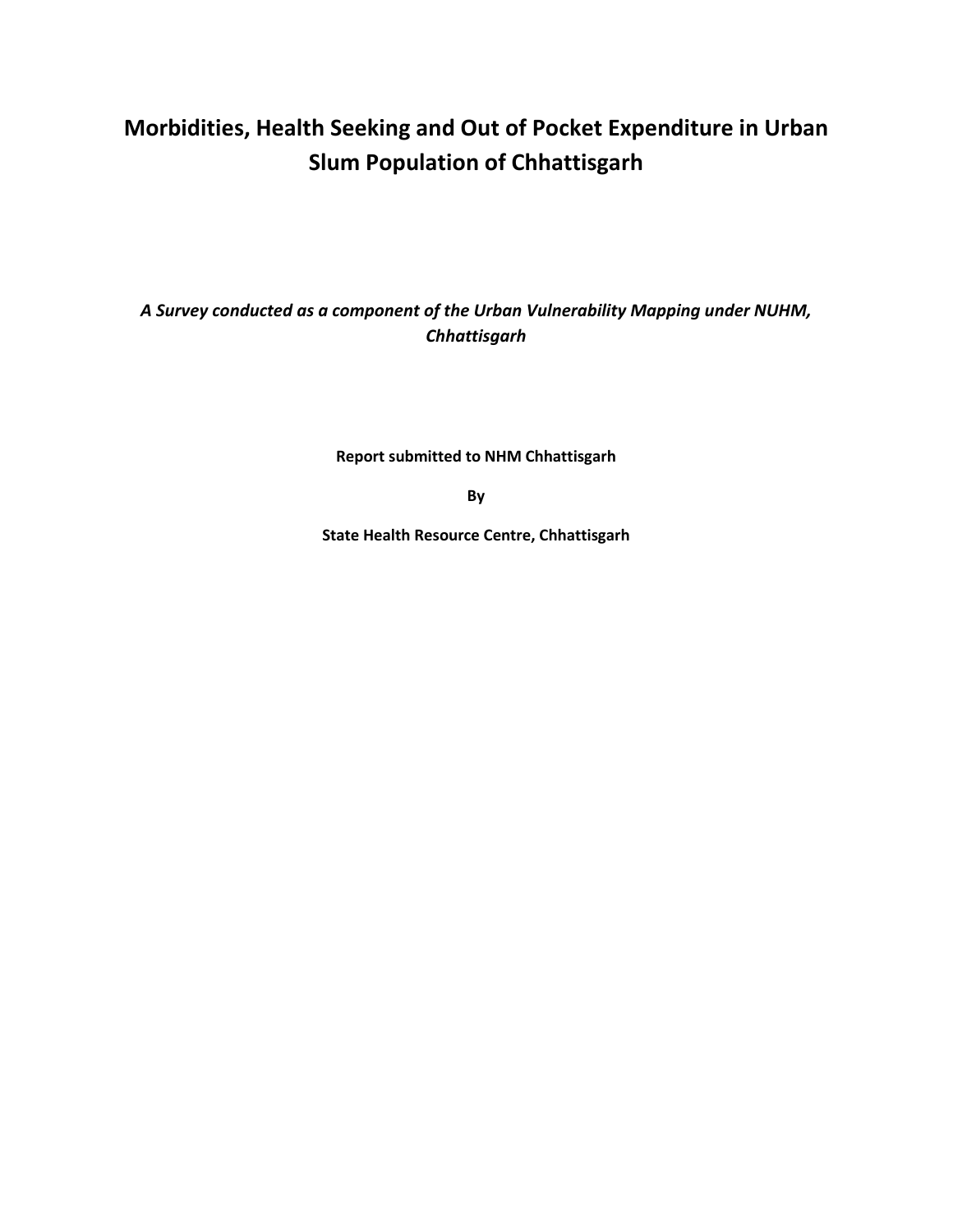# Morbidities, Health Seeking and Out of Pocket Expenditure in Urban Slum Population of Chhattisgarh

***A Survey conducted as a component of the Urban Vulnerability Mapping under NUHM, Chhattisgarh***

**Report submitted to NHM Chhattisgarh**

**By**

**State Health Resource Centre, Chhattisgarh**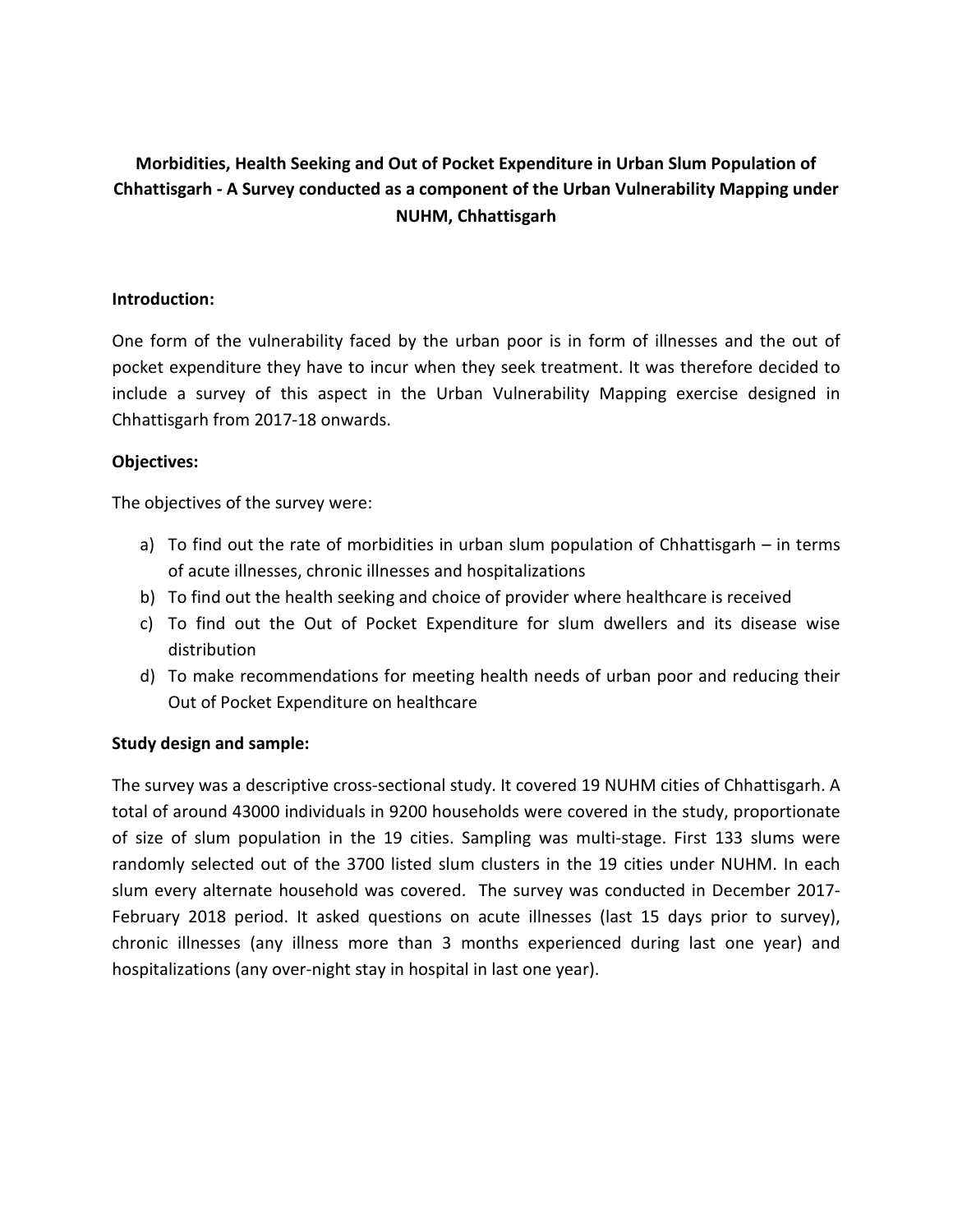**Morbidities, Health Seeking and Out of Pocket Expenditure in Urban Slum Population of Chhattisgarh - A Survey conducted as a component of the Urban Vulnerability Mapping under NUHM, Chhattisgarh**

**Introduction:**

One form of the vulnerability faced by the urban poor is in form of illnesses and the out of pocket expenditure they have to incur when they seek treatment. It was therefore decided to include a survey of this aspect in the Urban Vulnerability Mapping exercise designed in Chhattisgarh from 2017-18 onwards.

**Objectives:**

The objectives of the survey were:

a) To find out the rate of morbidities in urban slum population of Chhattisgarh – in terms of acute illnesses, chronic illnesses and hospitalizations
b) To find out the health seeking and choice of provider where healthcare is received
c) To find out the Out of Pocket Expenditure for slum dwellers and its disease wise distribution
d) To make recommendations for meeting health needs of urban poor and reducing their Out of Pocket Expenditure on healthcare

**Study design and sample:**

The survey was a descriptive cross-sectional study. It covered 19 NUHM cities of Chhattisgarh. A total of around 43000 individuals in 9200 households were covered in the study, proportionate of size of slum population in the 19 cities. Sampling was multi-stage. First 133 slums were randomly selected out of the 3700 listed slum clusters in the 19 cities under NUHM. In each slum every alternate household was covered. The survey was conducted in December 2017-February 2018 period. It asked questions on acute illnesses (last 15 days prior to survey), chronic illnesses (any illness more than 3 months experienced during last one year) and hospitalizations (any over-night stay in hospital in last one year).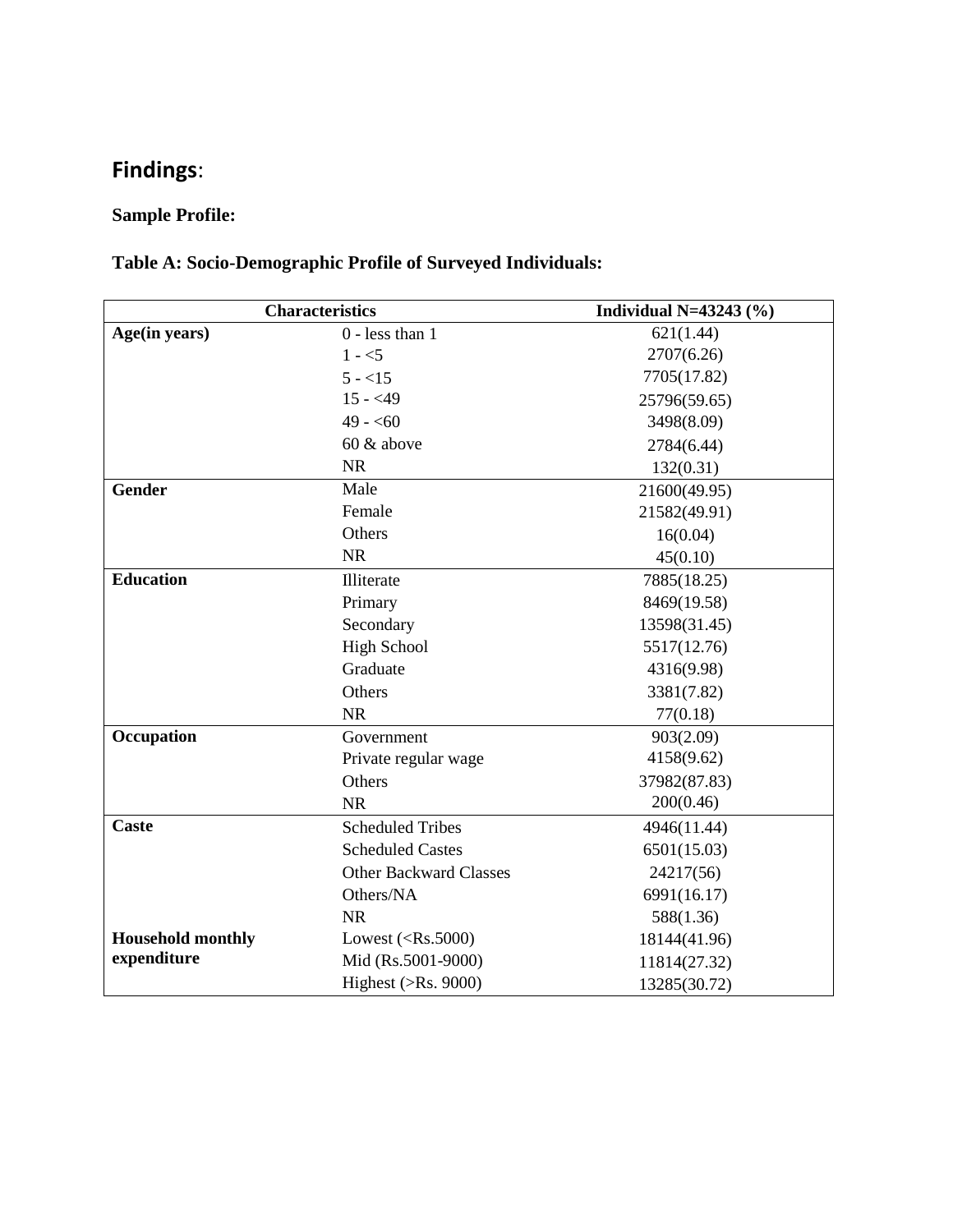## Findings:

**Sample Profile:**

**Table A: Socio-Demographic Profile of Surveyed Individuals:**

| Characteristics | | Individual N=43243 (%) |
|---|---|---|
| **Age(in years)** | 0 - less than 1 | 621(1.44) |
| | 1 - <5 | 2707(6.26) |
| | 5 - <15 | 7705(17.82) |
| | 15 - <49 | 25796(59.65) |
| | 49 - <60 | 3498(8.09) |
| | 60 & above | 2784(6.44) |
| | NR | 132(0.31) |
| **Gender** | Male | 21600(49.95) |
| | Female | 21582(49.91) |
| | Others | 16(0.04) |
| | NR | 45(0.10) |
| **Education** | Illiterate | 7885(18.25) |
| | Primary | 8469(19.58) |
| | Secondary | 13598(31.45) |
| | High School | 5517(12.76) |
| | Graduate | 4316(9.98) |
| | Others | 3381(7.82) |
| | NR | 77(0.18) |
| **Occupation** | Government | 903(2.09) |
| | Private regular wage | 4158(9.62) |
| | Others | 37982(87.83) |
| | NR | 200(0.46) |
| **Caste** | Scheduled Tribes | 4946(11.44) |
| | Scheduled Castes | 6501(15.03) |
| | Other Backward Classes | 24217(56) |
| | Others/NA | 6991(16.17) |
| | NR | 588(1.36) |
| **Household monthly expenditure** | Lowest (<Rs.5000) | 18144(41.96) |
| | Mid (Rs.5001-9000) | 11814(27.32) |
| | Highest (>Rs. 9000) | 13285(30.72) |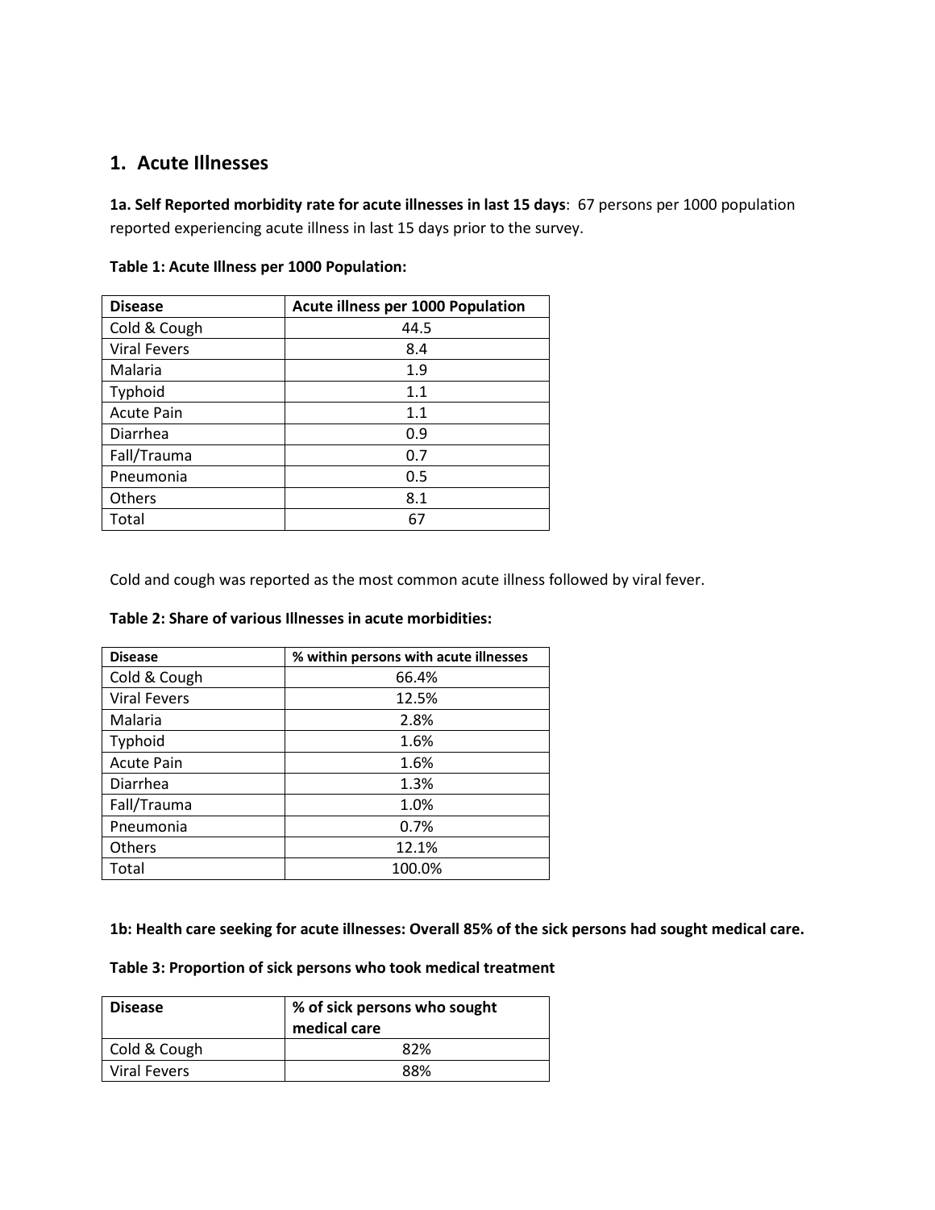## 1. Acute Illnesses

**1a. Self Reported morbidity rate for acute illnesses in last 15 days**: 67 persons per 1000 population reported experiencing acute illness in last 15 days prior to the survey.

**Table 1: Acute Illness per 1000 Population:**

| Disease | Acute illness per 1000 Population |
|---|---|
| Cold & Cough | 44.5 |
| Viral Fevers | 8.4 |
| Malaria | 1.9 |
| Typhoid | 1.1 |
| Acute Pain | 1.1 |
| Diarrhea | 0.9 |
| Fall/Trauma | 0.7 |
| Pneumonia | 0.5 |
| Others | 8.1 |
| Total | 67 |

Cold and cough was reported as the most common acute illness followed by viral fever.

**Table 2: Share of various Illnesses in acute morbidities:**

| Disease | % within persons with acute illnesses |
|---|---|
| Cold & Cough | 66.4% |
| Viral Fevers | 12.5% |
| Malaria | 2.8% |
| Typhoid | 1.6% |
| Acute Pain | 1.6% |
| Diarrhea | 1.3% |
| Fall/Trauma | 1.0% |
| Pneumonia | 0.7% |
| Others | 12.1% |
| Total | 100.0% |

**1b: Health care seeking for acute illnesses: Overall 85% of the sick persons had sought medical care.**

**Table 3: Proportion of sick persons who took medical treatment**

| Disease | % of sick persons who sought medical care |
|---|---|
| Cold & Cough | 82% |
| Viral Fevers | 88% |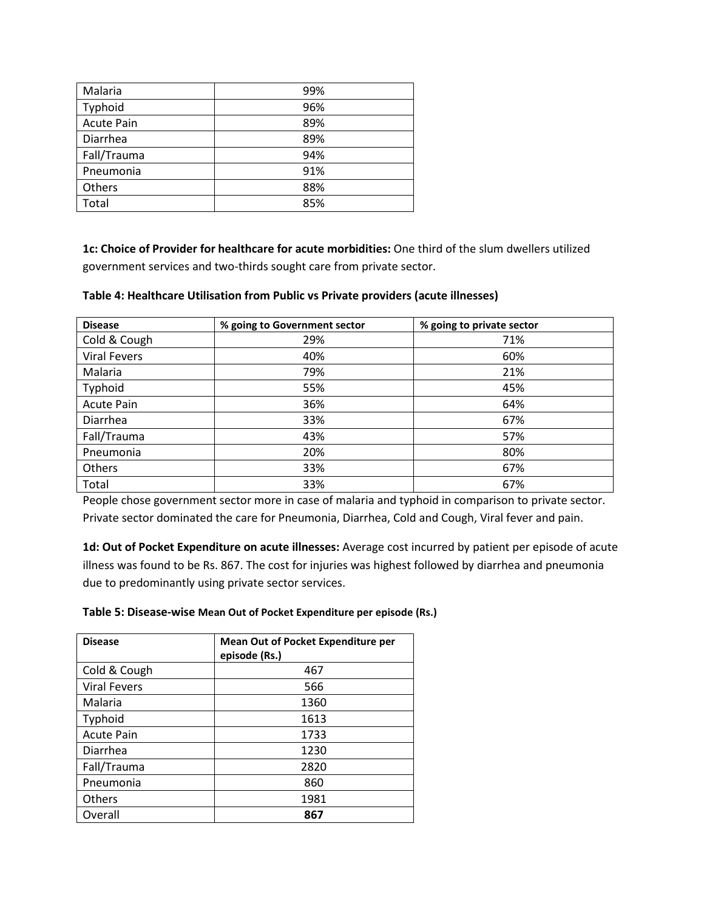| Malaria | 99% |
|---|---|
| Typhoid | 96% |
| Acute Pain | 89% |
| Diarrhea | 89% |
| Fall/Trauma | 94% |
| Pneumonia | 91% |
| Others | 88% |
| Total | 85% |

**1c: Choice of Provider for healthcare for acute morbidities:** One third of the slum dwellers utilized government services and two-thirds sought care from private sector.

**Table 4: Healthcare Utilisation from Public vs Private providers (acute illnesses)**

| Disease | % going to Government sector | % going to private sector |
|---|---|---|
| Cold & Cough | 29% | 71% |
| Viral Fevers | 40% | 60% |
| Malaria | 79% | 21% |
| Typhoid | 55% | 45% |
| Acute Pain | 36% | 64% |
| Diarrhea | 33% | 67% |
| Fall/Trauma | 43% | 57% |
| Pneumonia | 20% | 80% |
| Others | 33% | 67% |
| Total | 33% | 67% |

People chose government sector more in case of malaria and typhoid in comparison to private sector. Private sector dominated the care for Pneumonia, Diarrhea, Cold and Cough, Viral fever and pain.

**1d: Out of Pocket Expenditure on acute illnesses:** Average cost incurred by patient per episode of acute illness was found to be Rs. 867. The cost for injuries was highest followed by diarrhea and pneumonia due to predominantly using private sector services.

**Table 5: Disease-wise Mean Out of Pocket Expenditure per episode (Rs.)**

| Disease | Mean Out of Pocket Expenditure per episode (Rs.) |
|---|---|
| Cold & Cough | 467 |
| Viral Fevers | 566 |
| Malaria | 1360 |
| Typhoid | 1613 |
| Acute Pain | 1733 |
| Diarrhea | 1230 |
| Fall/Trauma | 2820 |
| Pneumonia | 860 |
| Others | 1981 |
| Overall | **867** |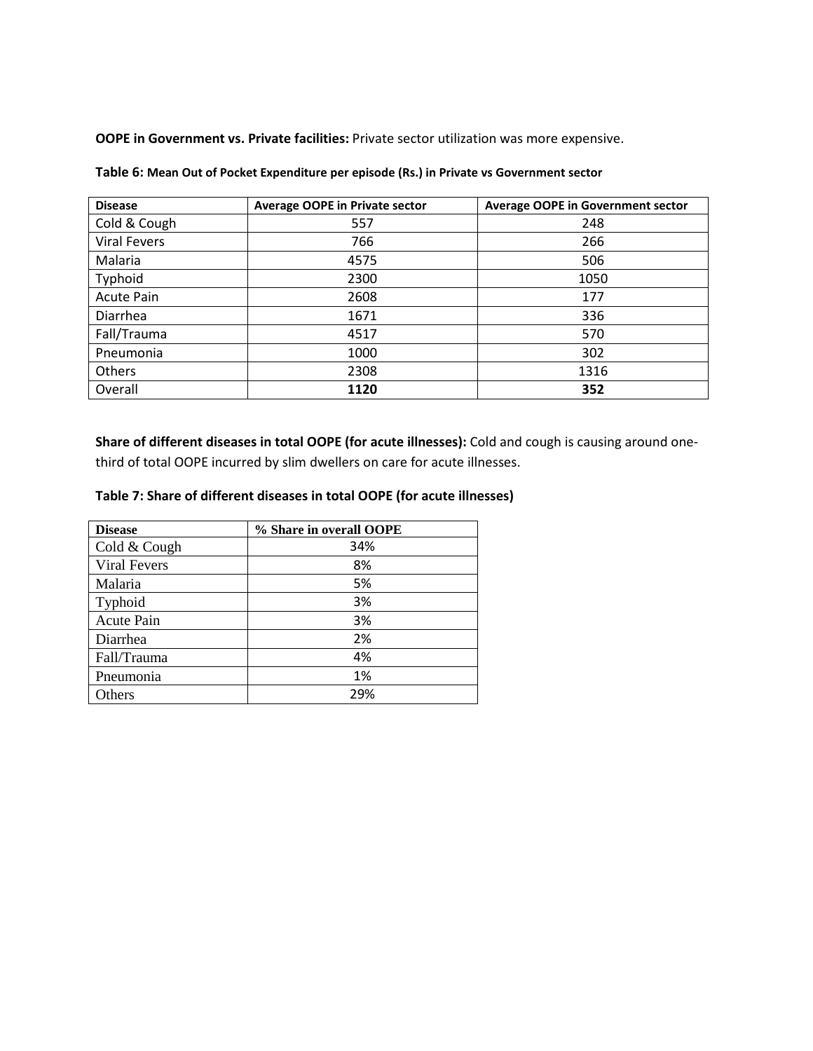**OOPE in Government vs. Private facilities:** Private sector utilization was more expensive.

**Table 6: Mean Out of Pocket Expenditure per episode (Rs.) in Private vs Government sector**

| Disease | Average OOPE in Private sector | Average OOPE in Government sector |
|---|---|---|
| Cold & Cough | 557 | 248 |
| Viral Fevers | 766 | 266 |
| Malaria | 4575 | 506 |
| Typhoid | 2300 | 1050 |
| Acute Pain | 2608 | 177 |
| Diarrhea | 1671 | 336 |
| Fall/Trauma | 4517 | 570 |
| Pneumonia | 1000 | 302 |
| Others | 2308 | 1316 |
| Overall | **1120** | **352** |

**Share of different diseases in total OOPE (for acute illnesses):** Cold and cough is causing around one-third of total OOPE incurred by slim dwellers on care for acute illnesses.

**Table 7: Share of different diseases in total OOPE (for acute illnesses)**

| Disease | % Share in overall OOPE |
|---|---|
| Cold & Cough | 34% |
| Viral Fevers | 8% |
| Malaria | 5% |
| Typhoid | 3% |
| Acute Pain | 3% |
| Diarrhea | 2% |
| Fall/Trauma | 4% |
| Pneumonia | 1% |
| Others | 29% |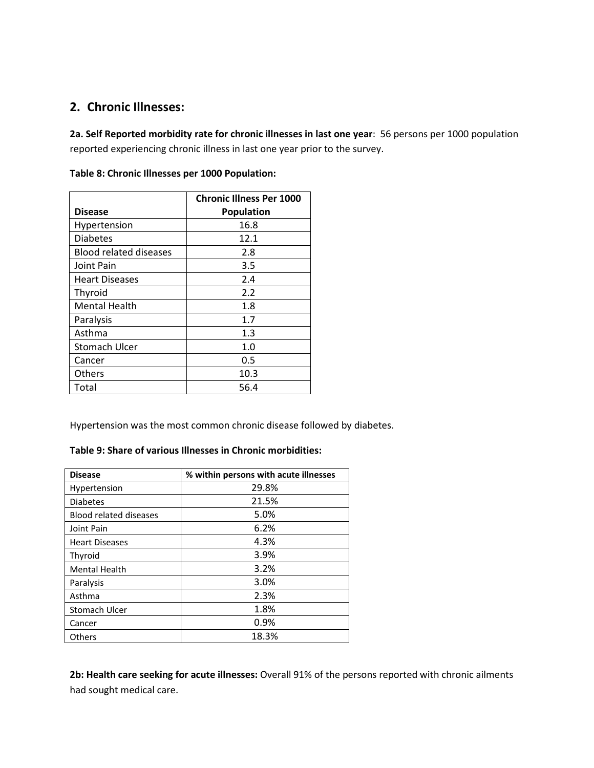## 2. Chronic Illnesses:

**2a. Self Reported morbidity rate for chronic illnesses in last one year**: 56 persons per 1000 population reported experiencing chronic illness in last one year prior to the survey.

**Table 8: Chronic Illnesses per 1000 Population:**

| Disease | Chronic Illness Per 1000 Population |
|---|---|
| Hypertension | 16.8 |
| Diabetes | 12.1 |
| Blood related diseases | 2.8 |
| Joint Pain | 3.5 |
| Heart Diseases | 2.4 |
| Thyroid | 2.2 |
| Mental Health | 1.8 |
| Paralysis | 1.7 |
| Asthma | 1.3 |
| Stomach Ulcer | 1.0 |
| Cancer | 0.5 |
| Others | 10.3 |
| Total | 56.4 |

Hypertension was the most common chronic disease followed by diabetes.

**Table 9: Share of various Illnesses in Chronic morbidities:**

| Disease | % within persons with acute illnesses |
|---|---|
| Hypertension | 29.8% |
| Diabetes | 21.5% |
| Blood related diseases | 5.0% |
| Joint Pain | 6.2% |
| Heart Diseases | 4.3% |
| Thyroid | 3.9% |
| Mental Health | 3.2% |
| Paralysis | 3.0% |
| Asthma | 2.3% |
| Stomach Ulcer | 1.8% |
| Cancer | 0.9% |
| Others | 18.3% |

**2b: Health care seeking for acute illnesses:** Overall 91% of the persons reported with chronic ailments had sought medical care.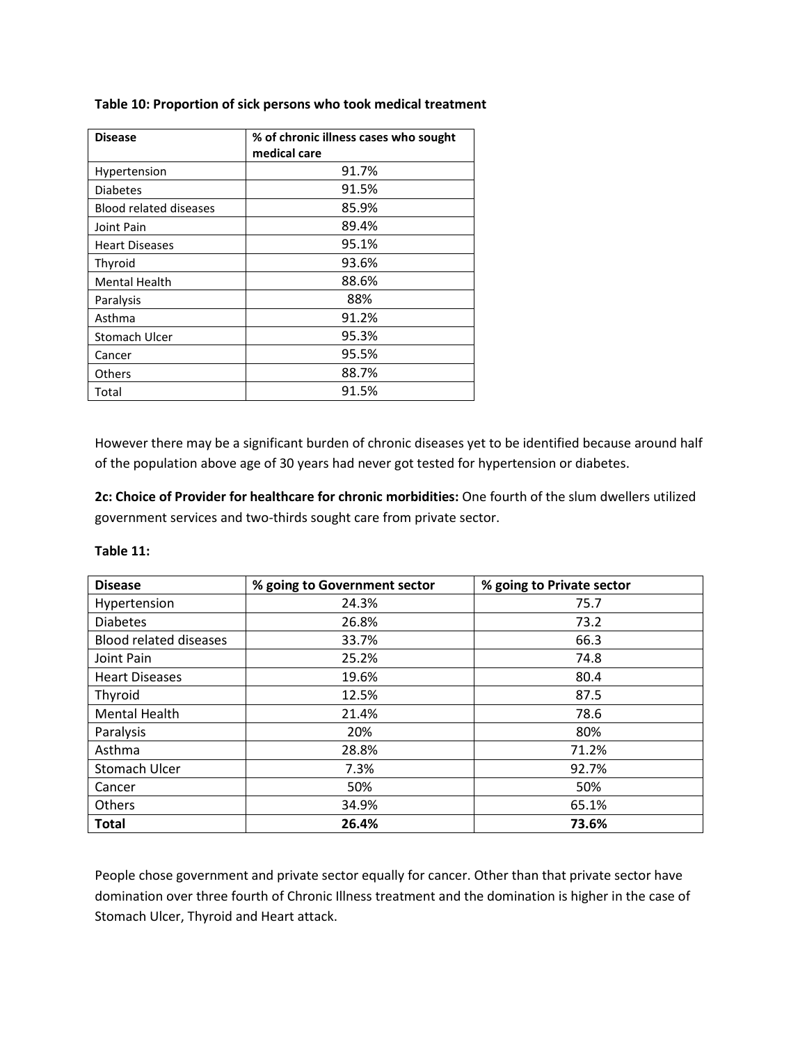**Table 10: Proportion of sick persons who took medical treatment**

| Disease | % of chronic illness cases who sought medical care |
| --- | --- |
| Hypertension | 91.7% |
| Diabetes | 91.5% |
| Blood related diseases | 85.9% |
| Joint Pain | 89.4% |
| Heart Diseases | 95.1% |
| Thyroid | 93.6% |
| Mental Health | 88.6% |
| Paralysis | 88% |
| Asthma | 91.2% |
| Stomach Ulcer | 95.3% |
| Cancer | 95.5% |
| Others | 88.7% |
| Total | 91.5% |

However there may be a significant burden of chronic diseases yet to be identified because around half of the population above age of 30 years had never got tested for hypertension or diabetes.

**2c: Choice of Provider for healthcare for chronic morbidities:** One fourth of the slum dwellers utilized government services and two-thirds sought care from private sector.

**Table 11:**

| Disease | % going to Government sector | % going to Private sector |
| --- | --- | --- |
| Hypertension | 24.3% | 75.7 |
| Diabetes | 26.8% | 73.2 |
| Blood related diseases | 33.7% | 66.3 |
| Joint Pain | 25.2% | 74.8 |
| Heart Diseases | 19.6% | 80.4 |
| Thyroid | 12.5% | 87.5 |
| Mental Health | 21.4% | 78.6 |
| Paralysis | 20% | 80% |
| Asthma | 28.8% | 71.2% |
| Stomach Ulcer | 7.3% | 92.7% |
| Cancer | 50% | 50% |
| Others | 34.9% | 65.1% |
| **Total** | **26.4%** | **73.6%** |

People chose government and private sector equally for cancer. Other than that private sector have domination over three fourth of Chronic Illness treatment and the domination is higher in the case of Stomach Ulcer, Thyroid and Heart attack.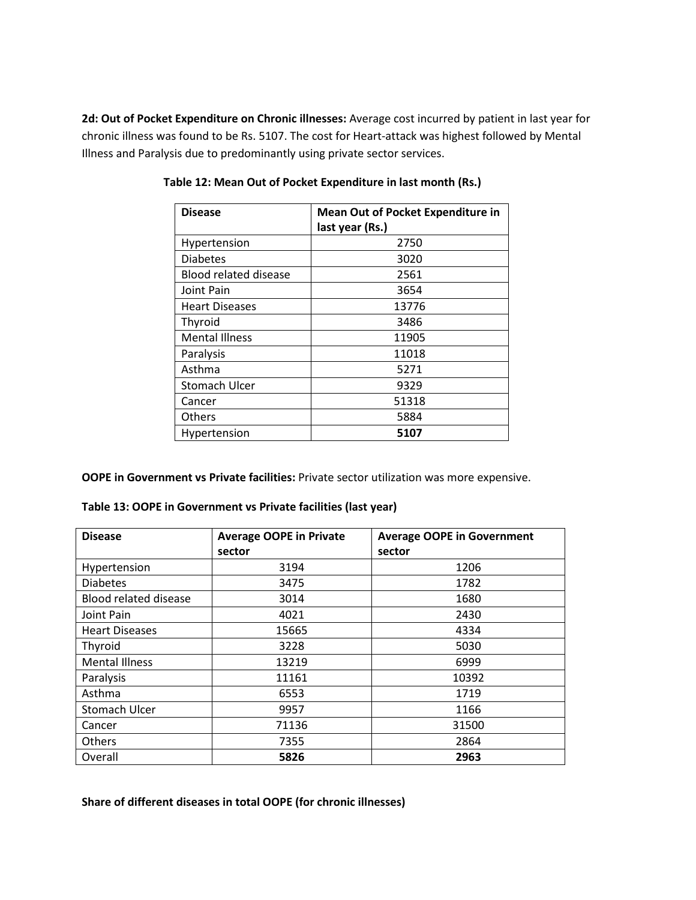**2d: Out of Pocket Expenditure on Chronic illnesses:** Average cost incurred by patient in last year for chronic illness was found to be Rs. 5107. The cost for Heart-attack was highest followed by Mental Illness and Paralysis due to predominantly using private sector services.

**Table 12: Mean Out of Pocket Expenditure in last month (Rs.)**

| Disease | Mean Out of Pocket Expenditure in last year (Rs.) |
|---|---|
| Hypertension | 2750 |
| Diabetes | 3020 |
| Blood related disease | 2561 |
| Joint Pain | 3654 |
| Heart Diseases | 13776 |
| Thyroid | 3486 |
| Mental Illness | 11905 |
| Paralysis | 11018 |
| Asthma | 5271 |
| Stomach Ulcer | 9329 |
| Cancer | 51318 |
| Others | 5884 |
| Hypertension | **5107** |

**OOPE in Government vs Private facilities:** Private sector utilization was more expensive.

**Table 13: OOPE in Government vs Private facilities (last year)**

| Disease | Average OOPE in Private sector | Average OOPE in Government sector |
|---|---|---|
| Hypertension | 3194 | 1206 |
| Diabetes | 3475 | 1782 |
| Blood related disease | 3014 | 1680 |
| Joint Pain | 4021 | 2430 |
| Heart Diseases | 15665 | 4334 |
| Thyroid | 3228 | 5030 |
| Mental Illness | 13219 | 6999 |
| Paralysis | 11161 | 10392 |
| Asthma | 6553 | 1719 |
| Stomach Ulcer | 9957 | 1166 |
| Cancer | 71136 | 31500 |
| Others | 7355 | 2864 |
| Overall | **5826** | **2963** |

**Share of different diseases in total OOPE (for chronic illnesses)**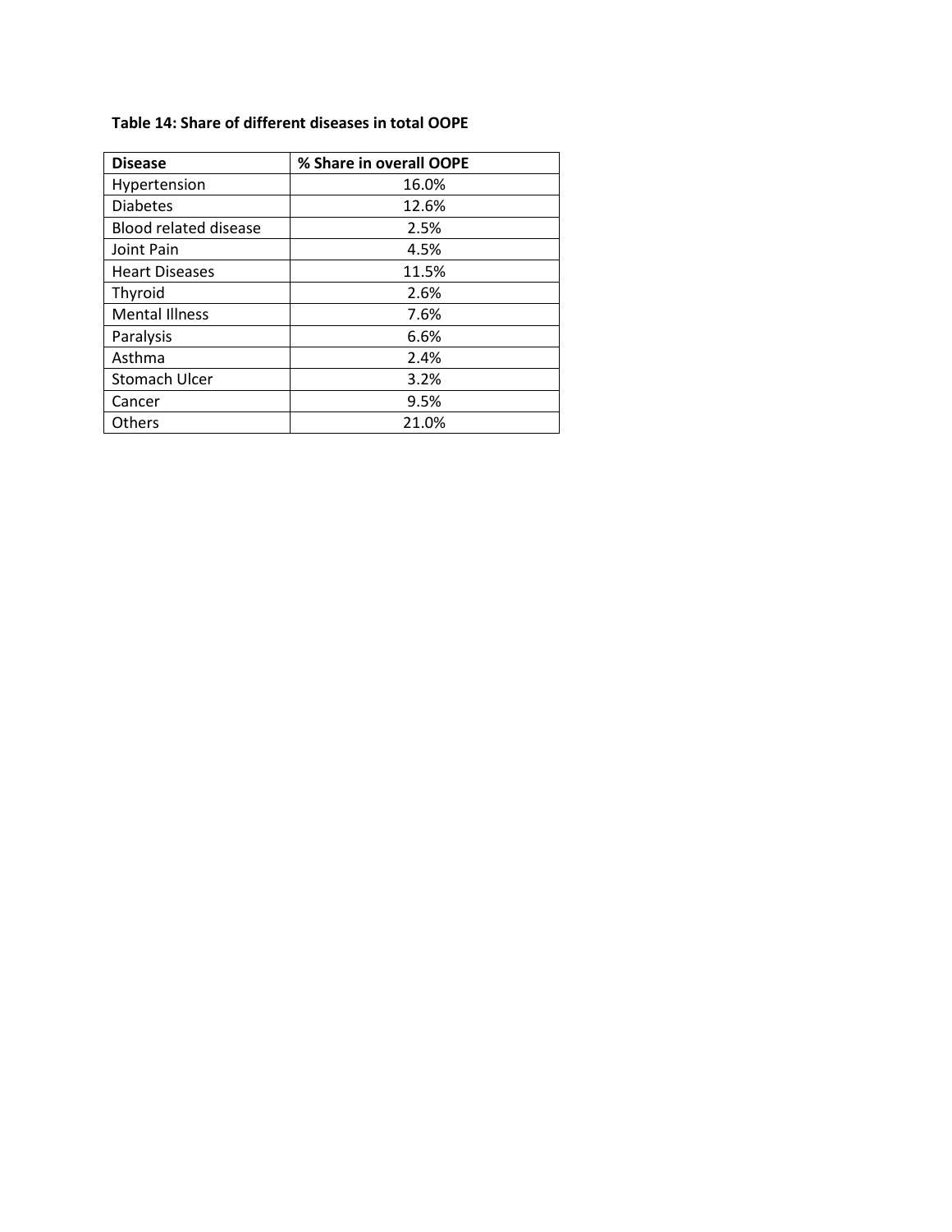**Table 14: Share of different diseases in total OOPE**

| Disease | % Share in overall OOPE |
|---|---|
| Hypertension | 16.0% |
| Diabetes | 12.6% |
| Blood related disease | 2.5% |
| Joint Pain | 4.5% |
| Heart Diseases | 11.5% |
| Thyroid | 2.6% |
| Mental Illness | 7.6% |
| Paralysis | 6.6% |
| Asthma | 2.4% |
| Stomach Ulcer | 3.2% |
| Cancer | 9.5% |
| Others | 21.0% |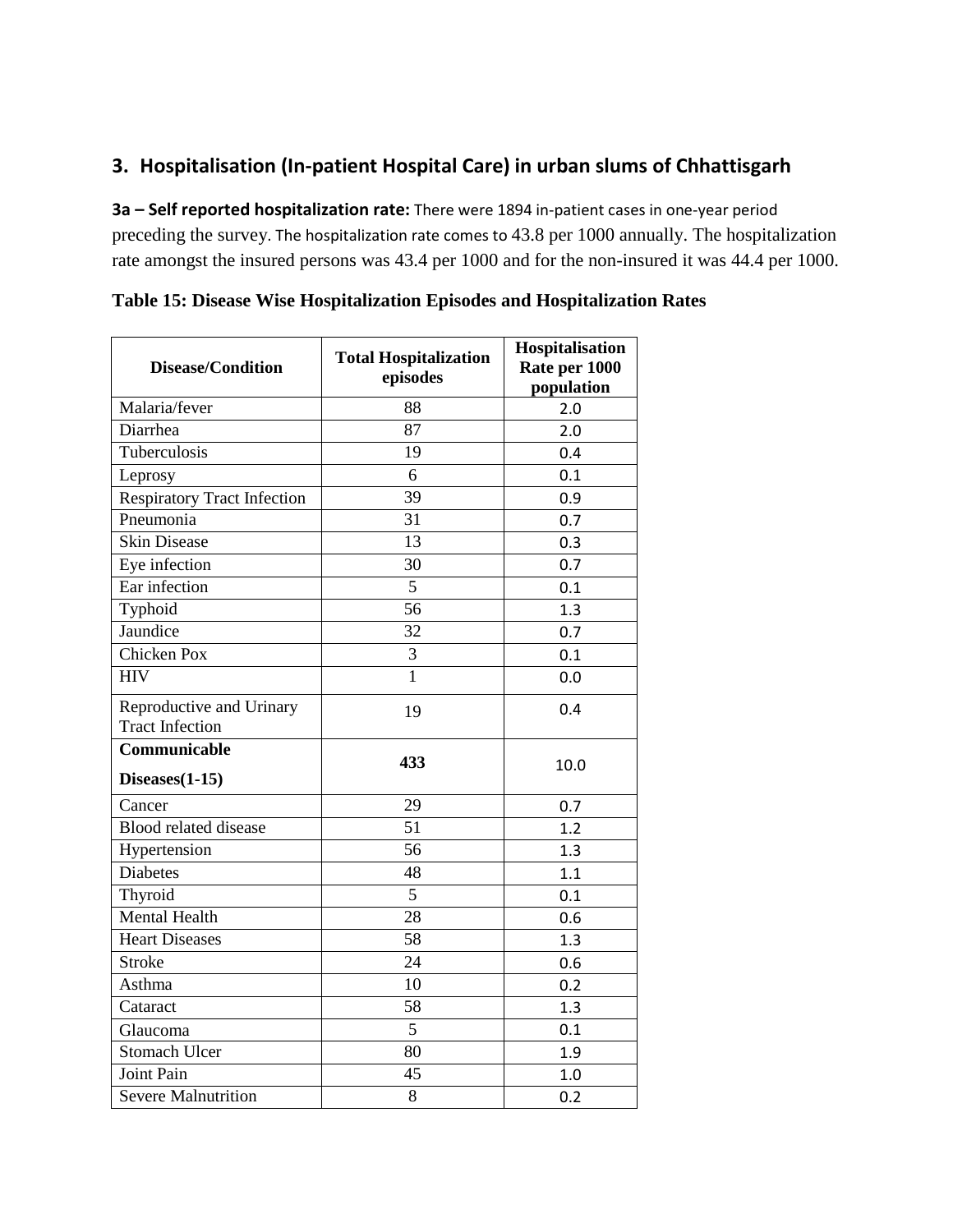## 3. Hospitalisation (In-patient Hospital Care) in urban slums of Chhattisgarh

**3a – Self reported hospitalization rate:** There were 1894 in-patient cases in one-year period preceding the survey. The hospitalization rate comes to 43.8 per 1000 annually. The hospitalization rate amongst the insured persons was 43.4 per 1000 and for the non-insured it was 44.4 per 1000.

**Table 15: Disease Wise Hospitalization Episodes and Hospitalization Rates**

| Disease/Condition | Total Hospitalization episodes | Hospitalisation Rate per 1000 population |
|---|---|---|
| Malaria/fever | 88 | 2.0 |
| Diarrhea | 87 | 2.0 |
| Tuberculosis | 19 | 0.4 |
| Leprosy | 6 | 0.1 |
| Respiratory Tract Infection | 39 | 0.9 |
| Pneumonia | 31 | 0.7 |
| Skin Disease | 13 | 0.3 |
| Eye infection | 30 | 0.7 |
| Ear infection | 5 | 0.1 |
| Typhoid | 56 | 1.3 |
| Jaundice | 32 | 0.7 |
| Chicken Pox | 3 | 0.1 |
| HIV | 1 | 0.0 |
| Reproductive and Urinary Tract Infection | 19 | 0.4 |
| **Communicable Diseases(1-15)** | **433** | 10.0 |
| Cancer | 29 | 0.7 |
| Blood related disease | 51 | 1.2 |
| Hypertension | 56 | 1.3 |
| Diabetes | 48 | 1.1 |
| Thyroid | 5 | 0.1 |
| Mental Health | 28 | 0.6 |
| Heart Diseases | 58 | 1.3 |
| Stroke | 24 | 0.6 |
| Asthma | 10 | 0.2 |
| Cataract | 58 | 1.3 |
| Glaucoma | 5 | 0.1 |
| Stomach Ulcer | 80 | 1.9 |
| Joint Pain | 45 | 1.0 |
| Severe Malnutrition | 8 | 0.2 |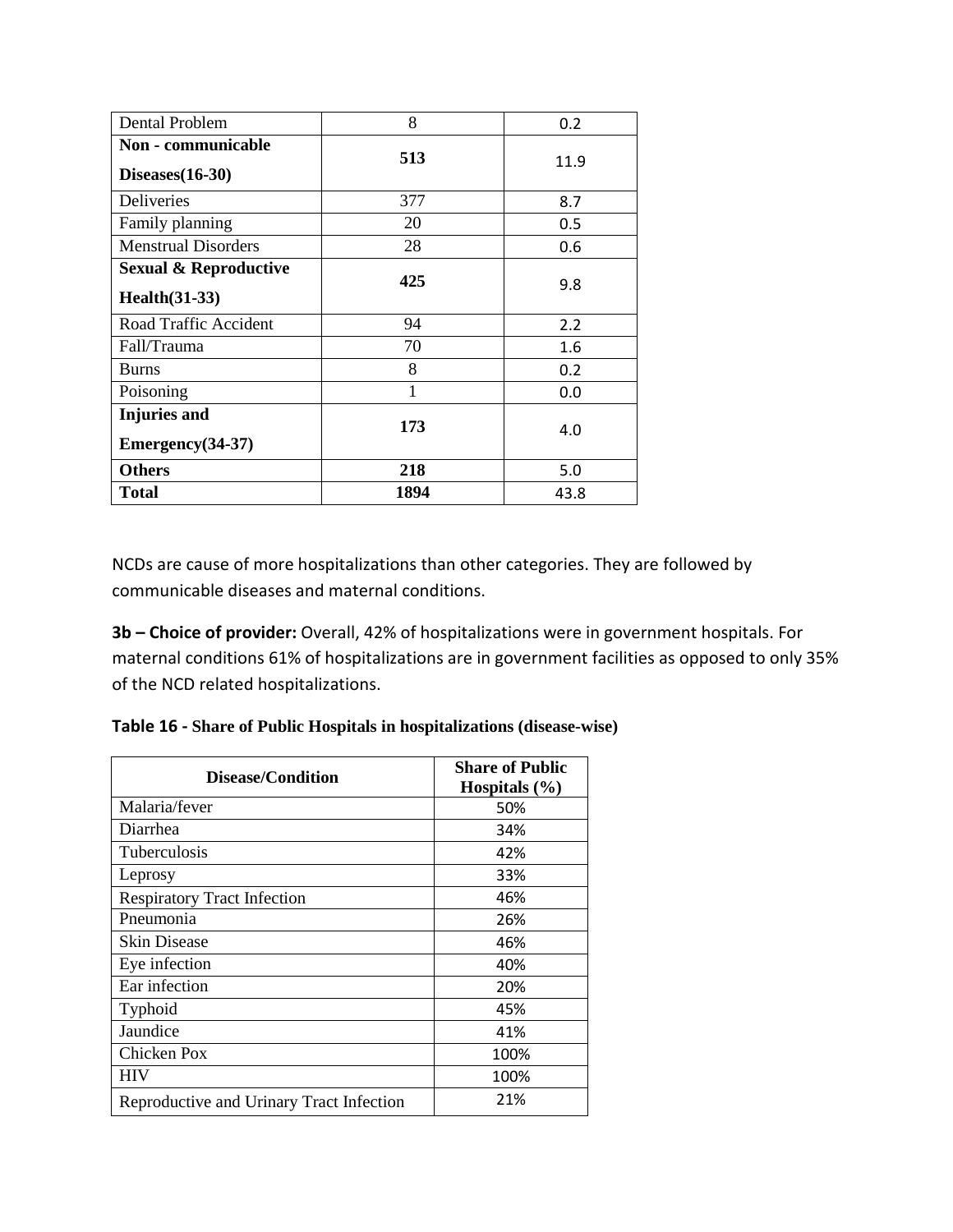| | | |
|---|---|---|
| Dental Problem | 8 | 0.2 |
| **Non - communicable Diseases(16-30)** | **513** | 11.9 |
| Deliveries | 377 | 8.7 |
| Family planning | 20 | 0.5 |
| Menstrual Disorders | 28 | 0.6 |
| **Sexual & Reproductive Health(31-33)** | **425** | 9.8 |
| Road Traffic Accident | 94 | 2.2 |
| Fall/Trauma | 70 | 1.6 |
| Burns | 8 | 0.2 |
| Poisoning | 1 | 0.0 |
| **Injuries and Emergency(34-37)** | **173** | 4.0 |
| **Others** | **218** | 5.0 |
| **Total** | **1894** | 43.8 |

NCDs are cause of more hospitalizations than other categories. They are followed by communicable diseases and maternal conditions.

**3b – Choice of provider:** Overall, 42% of hospitalizations were in government hospitals. For maternal conditions 61% of hospitalizations are in government facilities as opposed to only 35% of the NCD related hospitalizations.

**Table 16 - Share of Public Hospitals in hospitalizations (disease-wise)**

| Disease/Condition | Share of Public Hospitals (%) |
|---|---|
| Malaria/fever | 50% |
| Diarrhea | 34% |
| Tuberculosis | 42% |
| Leprosy | 33% |
| Respiratory Tract Infection | 46% |
| Pneumonia | 26% |
| Skin Disease | 46% |
| Eye infection | 40% |
| Ear infection | 20% |
| Typhoid | 45% |
| Jaundice | 41% |
| Chicken Pox | 100% |
| HIV | 100% |
| Reproductive and Urinary Tract Infection | 21% |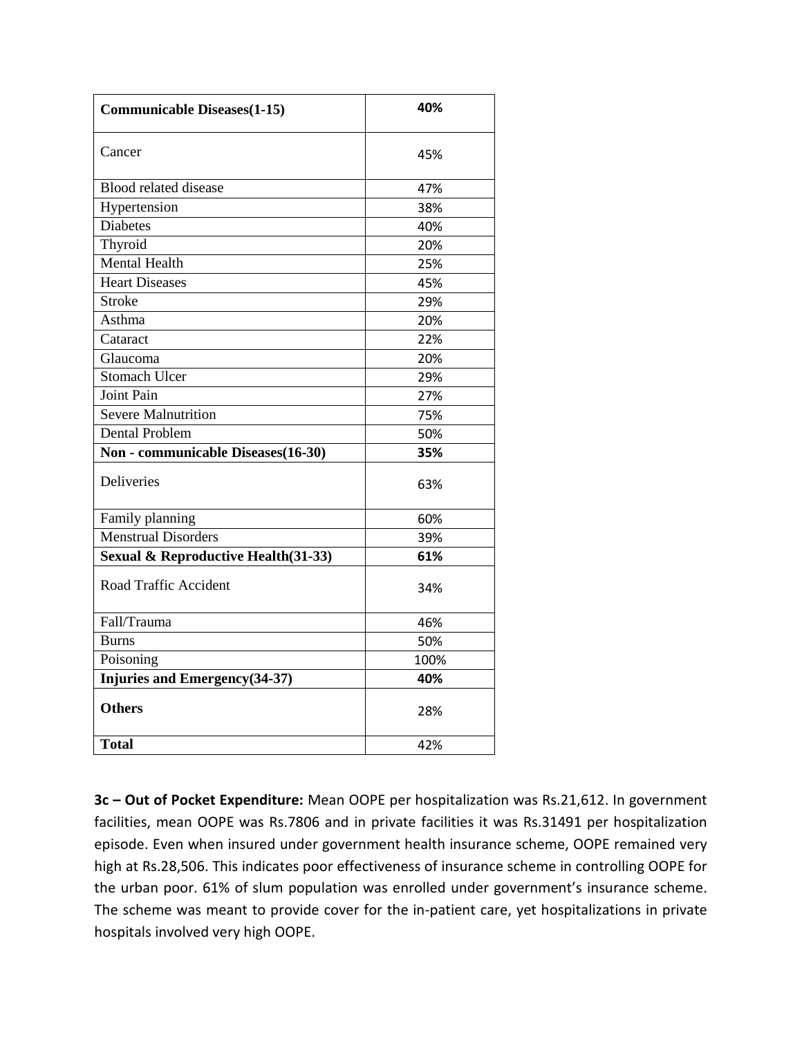| **Communicable Diseases(1-15)** | **40%** |
|---|---|
| Cancer | 45% |
| Blood related disease | 47% |
| Hypertension | 38% |
| Diabetes | 40% |
| Thyroid | 20% |
| Mental Health | 25% |
| Heart Diseases | 45% |
| Stroke | 29% |
| Asthma | 20% |
| Cataract | 22% |
| Glaucoma | 20% |
| Stomach Ulcer | 29% |
| Joint Pain | 27% |
| Severe Malnutrition | 75% |
| Dental Problem | 50% |
| **Non - communicable Diseases(16-30)** | **35%** |
| Deliveries | 63% |
| Family planning | 60% |
| Menstrual Disorders | 39% |
| **Sexual & Reproductive Health(31-33)** | **61%** |
| Road Traffic Accident | 34% |
| Fall/Trauma | 46% |
| Burns | 50% |
| Poisoning | 100% |
| **Injuries and Emergency(34-37)** | **40%** |
| **Others** | 28% |
| **Total** | 42% |

**3c – Out of Pocket Expenditure:** Mean OOPE per hospitalization was Rs.21,612. In government facilities, mean OOPE was Rs.7806 and in private facilities it was Rs.31491 per hospitalization episode. Even when insured under government health insurance scheme, OOPE remained very high at Rs.28,506. This indicates poor effectiveness of insurance scheme in controlling OOPE for the urban poor. 61% of slum population was enrolled under government's insurance scheme. The scheme was meant to provide cover for the in-patient care, yet hospitalizations in private hospitals involved very high OOPE.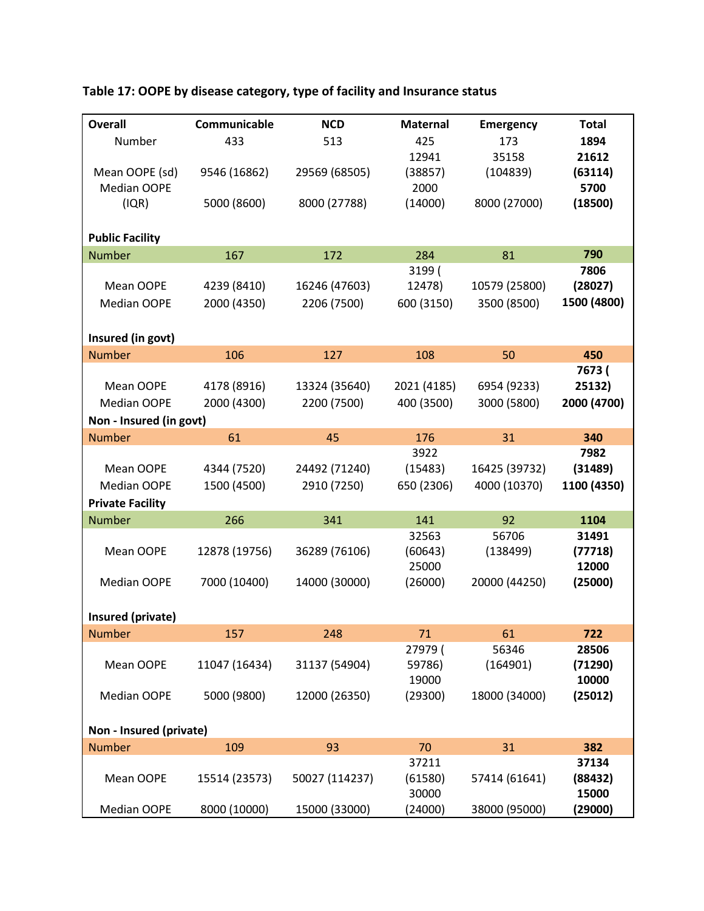**Table 17: OOPE by disease category, type of facility and Insurance status**

| Overall | Communicable | NCD | Maternal | Emergency | Total |
|---|---|---|---|---|---|
| Number | 433 | 513 | 425 | 173 | **1894** |
| Mean OOPE (sd) | 9546 (16862) | 29569 (68505) | 12941 (38857) | 35158 (104839) | **21612 (63114)** |
| Median OOPE (IQR) | 5000 (8600) | 8000 (27788) | 2000 (14000) | 8000 (27000) | **5700 (18500)** |
| **Public Facility** | | | | | |
| Number | 167 | 172 | 284 | 81 | **790** |
| Mean OOPE | 4239 (8410) | 16246 (47603) | 3199 ( 12478) | 10579 (25800) | **7806 (28027)** |
| Median OOPE | 2000 (4350) | 2206 (7500) | 600 (3150) | 3500 (8500) | **1500 (4800)** |
| **Insured (in govt)** | | | | | |
| Number | 106 | 127 | 108 | 50 | **450** |
| Mean OOPE | 4178 (8916) | 13324 (35640) | 2021 (4185) | 6954 (9233) | **7673 ( 25132)** |
| Median OOPE | 2000 (4300) | 2200 (7500) | 400 (3500) | 3000 (5800) | **2000 (4700)** |
| **Non - Insured (in govt)** | | | | | |
| Number | 61 | 45 | 176 | 31 | **340** |
| Mean OOPE | 4344 (7520) | 24492 (71240) | 3922 (15483) | 16425 (39732) | **7982 (31489)** |
| Median OOPE | 1500 (4500) | 2910 (7250) | 650 (2306) | 4000 (10370) | **1100 (4350)** |
| **Private Facility** | | | | | |
| Number | 266 | 341 | 141 | 92 | **1104** |
| Mean OOPE | 12878 (19756) | 36289 (76106) | 32563 (60643) | 56706 (138499) | **31491 (77718)** |
| Median OOPE | 7000 (10400) | 14000 (30000) | 25000 (26000) | 20000 (44250) | **12000 (25000)** |
| **Insured (private)** | | | | | |
| Number | 157 | 248 | 71 | 61 | **722** |
| Mean OOPE | 11047 (16434) | 31137 (54904) | 27979 ( 59786) | 56346 (164901) | **28506 (71290)** |
| Median OOPE | 5000 (9800) | 12000 (26350) | 19000 (29300) | 18000 (34000) | **10000 (25012)** |
| **Non - Insured (private)** | | | | | |
| Number | 109 | 93 | 70 | 31 | **382** |
| Mean OOPE | 15514 (23573) | 50027 (114237) | 37211 (61580) | 57414 (61641) | **37134 (88432)** |
| Median OOPE | 8000 (10000) | 15000 (33000) | 30000 (24000) | 38000 (95000) | **15000 (29000)** |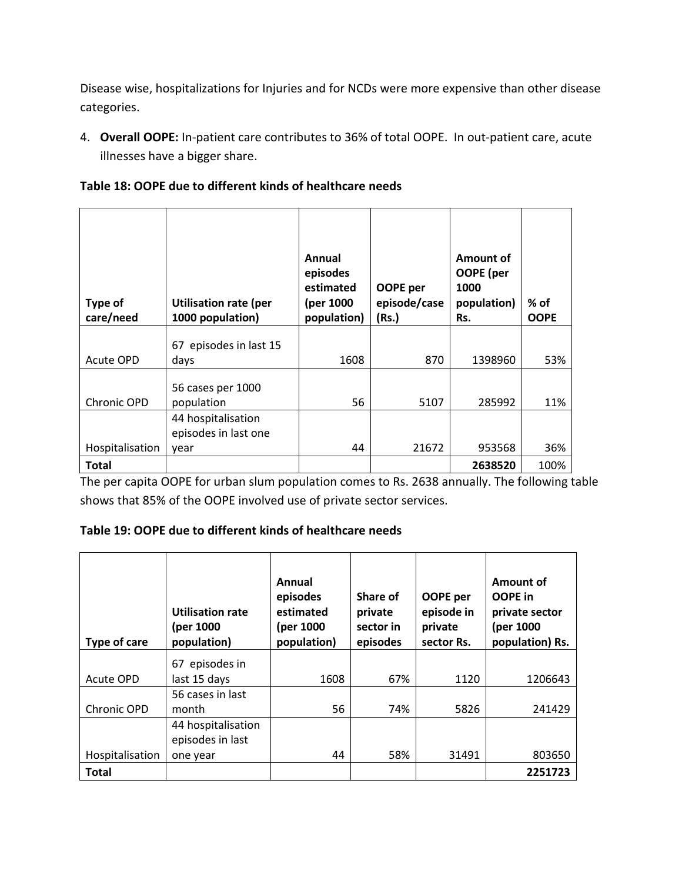Disease wise, hospitalizations for Injuries and for NCDs were more expensive than other disease categories.

4. **Overall OOPE:** In-patient care contributes to 36% of total OOPE. In out-patient care, acute illnesses have a bigger share.

**Table 18: OOPE due to different kinds of healthcare needs**

| Type of care/need | Utilisation rate (per 1000 population) | Annual episodes estimated (per 1000 population) | OOPE per episode/case (Rs.) | Amount of OOPE (per 1000 population) Rs. | % of OOPE |
|---|---|---|---|---|---|
| Acute OPD | 67 episodes in last 15 days | 1608 | 870 | 1398960 | 53% |
| Chronic OPD | 56 cases per 1000 population | 56 | 5107 | 285992 | 11% |
| Hospitalisation | 44 hospitalisation episodes in last one year | 44 | 21672 | 953568 | 36% |
| **Total** | | | | **2638520** | 100% |

The per capita OOPE for urban slum population comes to Rs. 2638 annually. The following table shows that 85% of the OOPE involved use of private sector services.

**Table 19: OOPE due to different kinds of healthcare needs**

| Type of care | Utilisation rate (per 1000 population) | Annual episodes estimated (per 1000 population) | Share of private sector in episodes | OOPE per episode in private sector Rs. | Amount of OOPE in private sector (per 1000 population) Rs. |
|---|---|---|---|---|---|
| Acute OPD | 67 episodes in last 15 days | 1608 | 67% | 1120 | 1206643 |
| Chronic OPD | 56 cases in last month | 56 | 74% | 5826 | 241429 |
| Hospitalisation | 44 hospitalisation episodes in last one year | 44 | 58% | 31491 | 803650 |
| **Total** | | | | | **2251723** |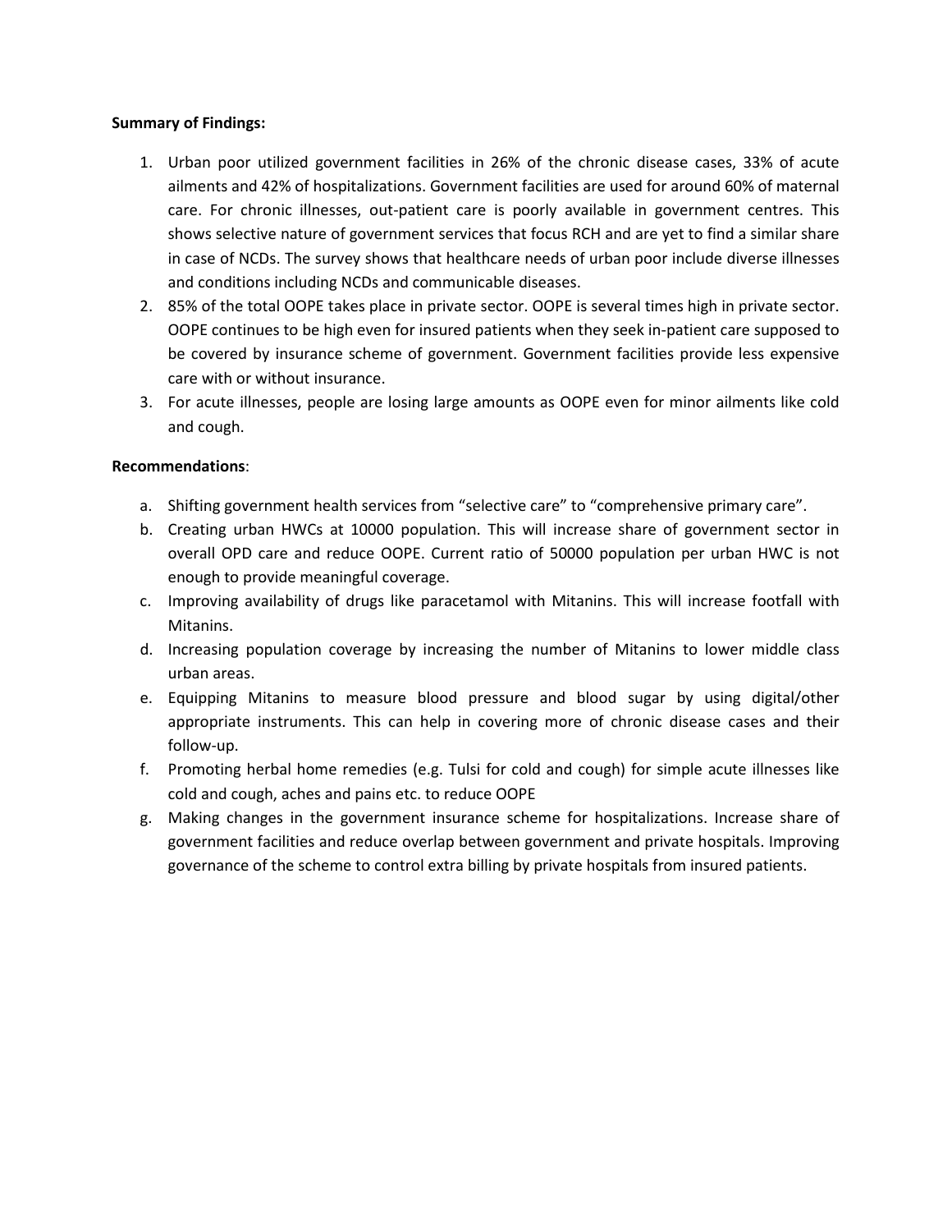**Summary of Findings:**

1. Urban poor utilized government facilities in 26% of the chronic disease cases, 33% of acute ailments and 42% of hospitalizations. Government facilities are used for around 60% of maternal care. For chronic illnesses, out-patient care is poorly available in government centres. This shows selective nature of government services that focus RCH and are yet to find a similar share in case of NCDs. The survey shows that healthcare needs of urban poor include diverse illnesses and conditions including NCDs and communicable diseases.
2. 85% of the total OOPE takes place in private sector. OOPE is several times high in private sector. OOPE continues to be high even for insured patients when they seek in-patient care supposed to be covered by insurance scheme of government. Government facilities provide less expensive care with or without insurance.
3. For acute illnesses, people are losing large amounts as OOPE even for minor ailments like cold and cough.

**Recommendations**:

a. Shifting government health services from "selective care" to "comprehensive primary care".
b. Creating urban HWCs at 10000 population. This will increase share of government sector in overall OPD care and reduce OOPE. Current ratio of 50000 population per urban HWC is not enough to provide meaningful coverage.
c. Improving availability of drugs like paracetamol with Mitanins. This will increase footfall with Mitanins.
d. Increasing population coverage by increasing the number of Mitanins to lower middle class urban areas.
e. Equipping Mitanins to measure blood pressure and blood sugar by using digital/other appropriate instruments. This can help in covering more of chronic disease cases and their follow-up.
f. Promoting herbal home remedies (e.g. Tulsi for cold and cough) for simple acute illnesses like cold and cough, aches and pains etc. to reduce OOPE
g. Making changes in the government insurance scheme for hospitalizations. Increase share of government facilities and reduce overlap between government and private hospitals. Improving governance of the scheme to control extra billing by private hospitals from insured patients.